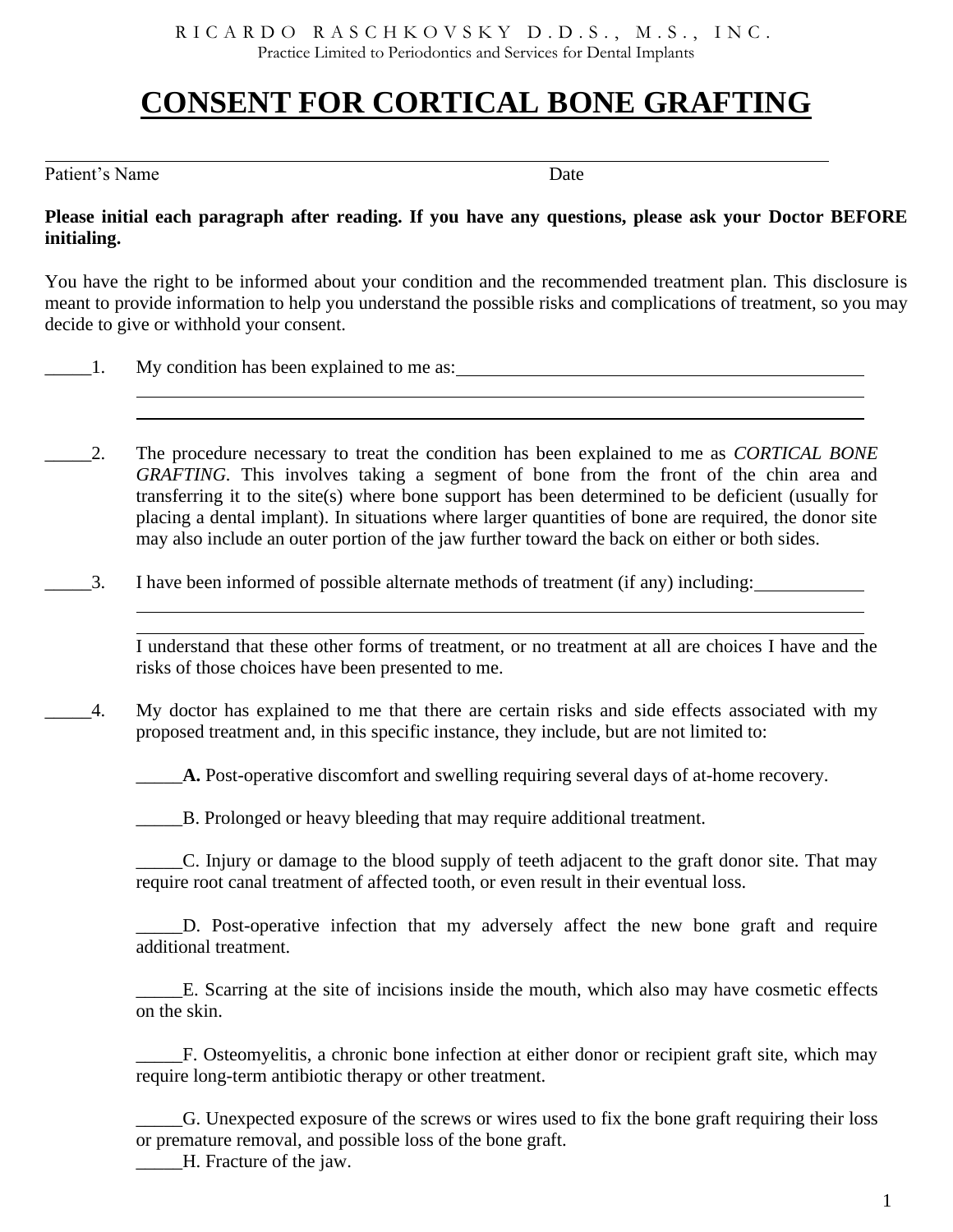RICARDO RASCHKOVSKY D.D.S., M.S., INC.

Practice Limited to Periodontics and Services for Dental Implants

# CONSENT FOR CORTICAL BONE GRAFTING

Patient's Name ______________________________ Date ______________

**Please initial each paragraph after reading. If you have any questions, please ask your Doctor BEFORE initialing.**

You have the right to be informed about your condition and the recommended treatment plan. This disclosure is meant to provide information to help you understand the possible risks and complications of treatment, so you may decide to give or withhold your consent.

_____1. My condition has been explained to me as: ______________________________________________

______________________________________________________________________

______________________________________________________________________

_____2. The procedure necessary to treat the condition has been explained to me as *CORTICAL BONE GRAFTING*. This involves taking a segment of bone from the front of the chin area and transferring it to the site(s) where bone support has been determined to be deficient (usually for placing a dental implant). In situations where larger quantities of bone are required, the donor site may also include an outer portion of the jaw further toward the back on either or both sides.

_____3. I have been informed of possible alternate methods of treatment (if any) including: ____________

______________________________________________________________________

______________________________________________________________________

I understand that these other forms of treatment, or no treatment at all are choices I have and the risks of those choices have been presented to me.

_____4. My doctor has explained to me that there are certain risks and side effects associated with my proposed treatment and, in this specific instance, they include, but are not limited to:

_____**A.** Post-operative discomfort and swelling requiring several days of at-home recovery.

_____B. Prolonged or heavy bleeding that may require additional treatment.

_____C. Injury or damage to the blood supply of teeth adjacent to the graft donor site. That may require root canal treatment of affected tooth, or even result in their eventual loss.

_____D. Post-operative infection that my adversely affect the new bone graft and require additional treatment.

_____E. Scarring at the site of incisions inside the mouth, which also may have cosmetic effects on the skin.

_____F. Osteomyelitis, a chronic bone infection at either donor or recipient graft site, which may require long-term antibiotic therapy or other treatment.

_____G. Unexpected exposure of the screws or wires used to fix the bone graft requiring their loss or premature removal, and possible loss of the bone graft.

_____H. Fracture of the jaw.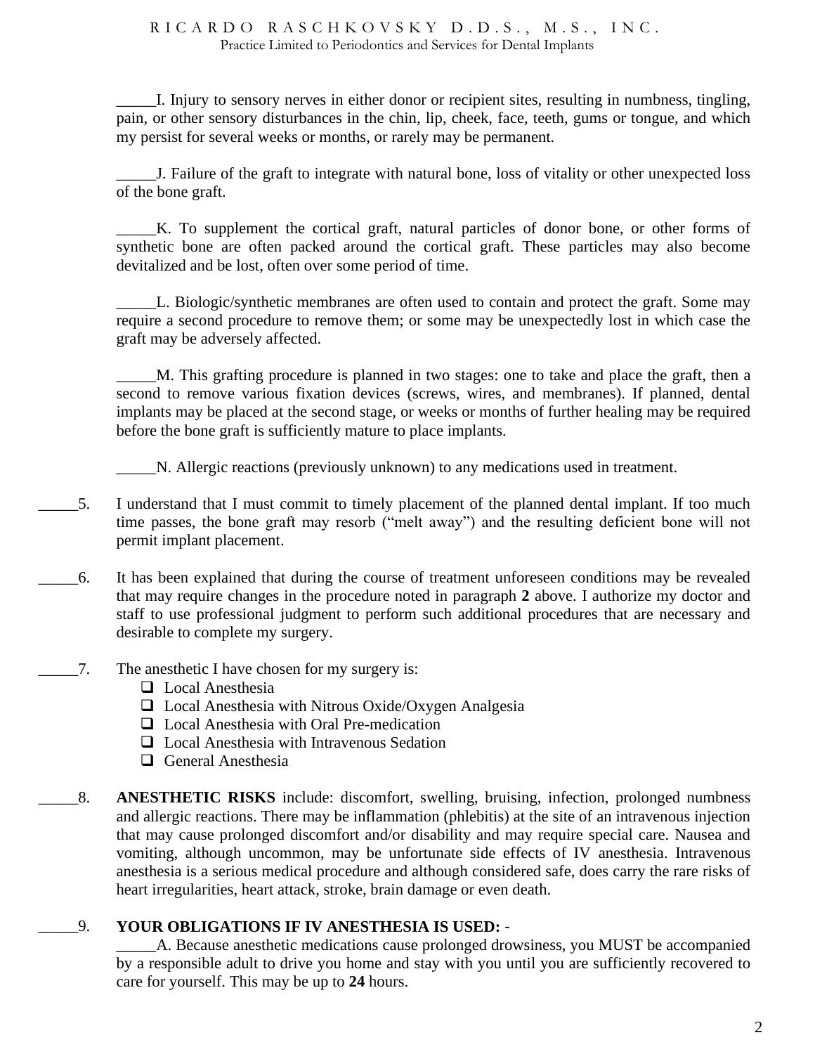_____I. Injury to sensory nerves in either donor or recipient sites, resulting in numbness, tingling, pain, or other sensory disturbances in the chin, lip, cheek, face, teeth, gums or tongue, and which my persist for several weeks or months, or rarely may be permanent.

_____J. Failure of the graft to integrate with natural bone, loss of vitality or other unexpected loss of the bone graft.

_____K. To supplement the cortical graft, natural particles of donor bone, or other forms of synthetic bone are often packed around the cortical graft. These particles may also become devitalized and be lost, often over some period of time.

_____L. Biologic/synthetic membranes are often used to contain and protect the graft. Some may require a second procedure to remove them; or some may be unexpectedly lost in which case the graft may be adversely affected.

_____M. This grafting procedure is planned in two stages: one to take and place the graft, then a second to remove various fixation devices (screws, wires, and membranes). If planned, dental implants may be placed at the second stage, or weeks or months of further healing may be required before the bone graft is sufficiently mature to place implants.

_____N. Allergic reactions (previously unknown) to any medications used in treatment.

_____5. I understand that I must commit to timely placement of the planned dental implant. If too much time passes, the bone graft may resorb ("melt away") and the resulting deficient bone will not permit implant placement.

_____6. It has been explained that during the course of treatment unforeseen conditions may be revealed that may require changes in the procedure noted in paragraph **2** above. I authorize my doctor and staff to use professional judgment to perform such additional procedures that are necessary and desirable to complete my surgery.

_____7. The anesthetic I have chosen for my surgery is:

- ☐ Local Anesthesia
- ☐ Local Anesthesia with Nitrous Oxide/Oxygen Analgesia
- ☐ Local Anesthesia with Oral Pre-medication
- ☐ Local Anesthesia with Intravenous Sedation
- ☐ General Anesthesia

_____8. **ANESTHETIC RISKS** include: discomfort, swelling, bruising, infection, prolonged numbness and allergic reactions. There may be inflammation (phlebitis) at the site of an intravenous injection that may cause prolonged discomfort and/or disability and may require special care. Nausea and vomiting, although uncommon, may be unfortunate side effects of IV anesthesia. Intravenous anesthesia is a serious medical procedure and although considered safe, does carry the rare risks of heart irregularities, heart attack, stroke, brain damage or even death.

_____9. **YOUR OBLIGATIONS IF IV ANESTHESIA IS USED: -**

_____A. Because anesthetic medications cause prolonged drowsiness, you MUST be accompanied by a responsible adult to drive you home and stay with you until you are sufficiently recovered to care for yourself. This may be up to **24** hours.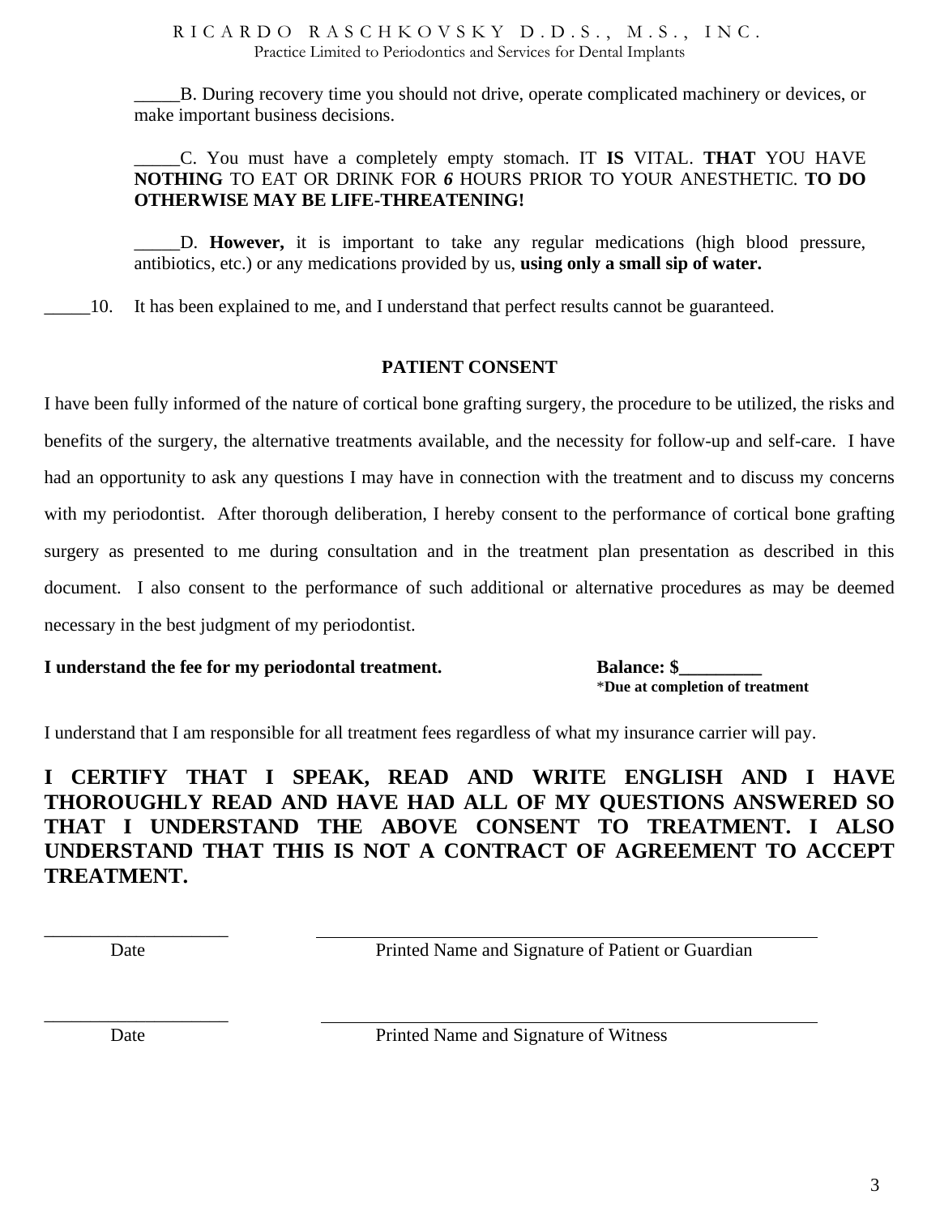_____B. During recovery time you should not drive, operate complicated machinery or devices, or make important business decisions.

_____C. You must have a completely empty stomach. IT **IS** VITAL. **THAT** YOU HAVE **NOTHING** TO EAT OR DRINK FOR ***6*** HOURS PRIOR TO YOUR ANESTHETIC. **TO DO OTHERWISE MAY BE LIFE-THREATENING!**

_____D. **However,** it is important to take any regular medications (high blood pressure, antibiotics, etc.) or any medications provided by us, **using only a small sip of water.**

_____10. It has been explained to me, and I understand that perfect results cannot be guaranteed.

**PATIENT CONSENT**

I have been fully informed of the nature of cortical bone grafting surgery, the procedure to be utilized, the risks and benefits of the surgery, the alternative treatments available, and the necessity for follow-up and self-care. I have had an opportunity to ask any questions I may have in connection with the treatment and to discuss my concerns with my periodontist. After thorough deliberation, I hereby consent to the performance of cortical bone grafting surgery as presented to me during consultation and in the treatment plan presentation as described in this document. I also consent to the performance of such additional or alternative procedures as may be deemed necessary in the best judgment of my periodontist.

**I understand the fee for my periodontal treatment.** **Balance: $_________**
*__Due at completion of treatment__*

I understand that I am responsible for all treatment fees regardless of what my insurance carrier will pay.

**I CERTIFY THAT I SPEAK, READ AND WRITE ENGLISH AND I HAVE THOROUGHLY READ AND HAVE HAD ALL OF MY QUESTIONS ANSWERED SO THAT I UNDERSTAND THE ABOVE CONSENT TO TREATMENT. I ALSO UNDERSTAND THAT THIS IS NOT A CONTRACT OF AGREEMENT TO ACCEPT TREATMENT.**

____________________ ____________________________________________

Date Printed Name and Signature of Patient or Guardian

____________________ ____________________________________________

Date Printed Name and Signature of Witness